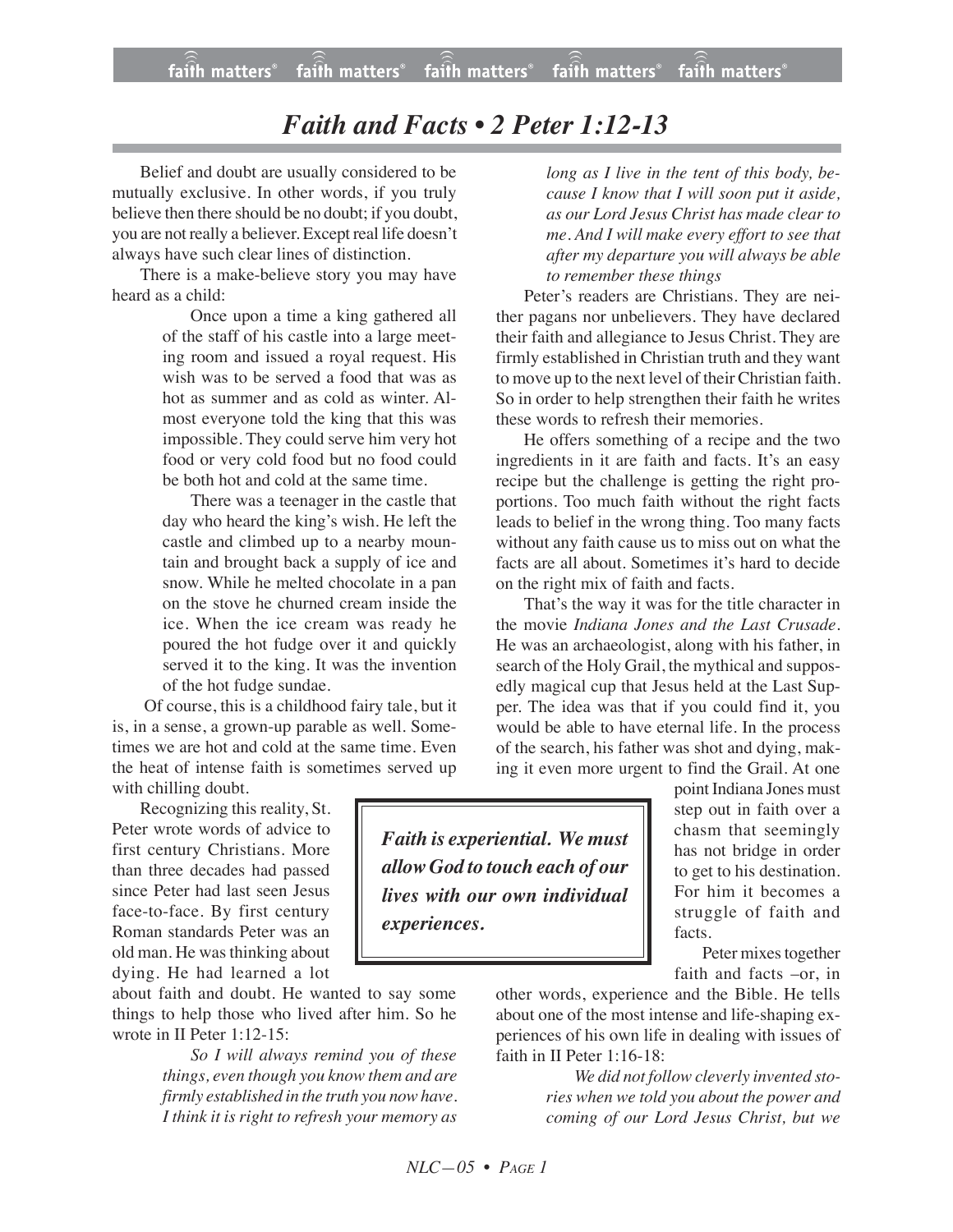# *Faith and Facts • 2 Peter 1:12-13*

Belief and doubt are usually considered to be mutually exclusive. In other words, if you truly believe then there should be no doubt; if you doubt, you are not really a believer. Except real life doesn't always have such clear lines of distinction.

There is a make-believe story you may have heard as a child:

> Once upon a time a king gathered all of the staff of his castle into a large meeting room and issued a royal request. His wish was to be served a food that was as hot as summer and as cold as winter. Almost everyone told the king that this was impossible. They could serve him very hot food or very cold food but no food could be both hot and cold at the same time.
>
> There was a teenager in the castle that day who heard the king's wish. He left the castle and climbed up to a nearby mountain and brought back a supply of ice and snow. While he melted chocolate in a pan on the stove he churned cream inside the ice. When the ice cream was ready he poured the hot fudge over it and quickly served it to the king. It was the invention of the hot fudge sundae.

Of course, this is a childhood fairy tale, but it is, in a sense, a grown-up parable as well. Sometimes we are hot and cold at the same time. Even the heat of intense faith is sometimes served up with chilling doubt.

Recognizing this reality, St. Peter wrote words of advice to first century Christians. More than three decades had passed since Peter had last seen Jesus face-to-face. By first century Roman standards Peter was an old man. He was thinking about dying. He had learned a lot about faith and doubt. He wanted to say some things to help those who lived after him. So he wrote in II Peter 1:12-15:

> *So I will always remind you of these things, even though you know them and are firmly established in the truth you now have. I think it is right to refresh your memory as long as I live in the tent of this body, because I know that I will soon put it aside, as our Lord Jesus Christ has made clear to me. And I will make every effort to see that after my departure you will always be able to remember these things*

Peter's readers are Christians. They are neither pagans nor unbelievers. They have declared their faith and allegiance to Jesus Christ. They are firmly established in Christian truth and they want to move up to the next level of their Christian faith. So in order to help strengthen their faith he writes these words to refresh their memories.

He offers something of a recipe and the two ingredients in it are faith and facts. It's an easy recipe but the challenge is getting the right proportions. Too much faith without the right facts leads to belief in the wrong thing. Too many facts without any faith cause us to miss out on what the facts are all about. Sometimes it's hard to decide on the right mix of faith and facts.

That's the way it was for the title character in the movie *Indiana Jones and the Last Crusade*. He was an archaeologist, along with his father, in search of the Holy Grail, the mythical and supposedly magical cup that Jesus held at the Last Supper. The idea was that if you could find it, you would be able to have eternal life. In the process of the search, his father was shot and dying, making it even more urgent to find the Grail. At one point Indiana Jones must step out in faith over a chasm that seemingly has not bridge in order to get to his destination. For him it becomes a struggle of faith and facts.

> ***Faith is experiential. We must allow God to touch each of our lives with our own individual experiences.***

Peter mixes together faith and facts –or, in other words, experience and the Bible. He tells about one of the most intense and life-shaping experiences of his own life in dealing with issues of faith in II Peter 1:16-18:

> *We did not follow cleverly invented stories when we told you about the power and coming of our Lord Jesus Christ, but we*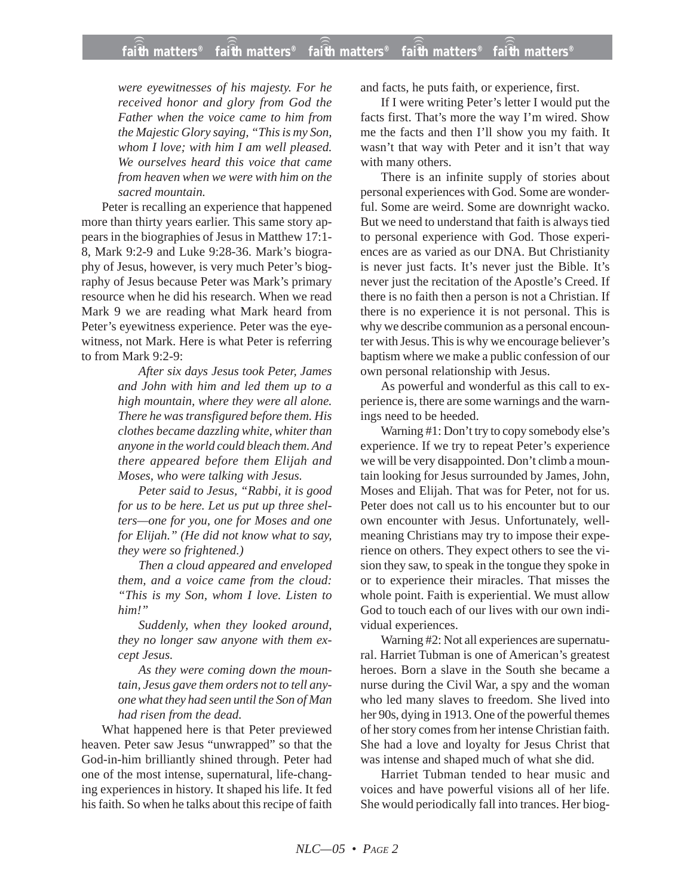*were eyewitnesses of his majesty. For he received honor and glory from God the Father when the voice came to him from the Majestic Glory saying, "This is my Son, whom I love; with him I am well pleased. We ourselves heard this voice that came from heaven when we were with him on the sacred mountain.*

Peter is recalling an experience that happened more than thirty years earlier. This same story appears in the biographies of Jesus in Matthew 17:1-8, Mark 9:2-9 and Luke 9:28-36. Mark's biography of Jesus, however, is very much Peter's biography of Jesus because Peter was Mark's primary resource when he did his research. When we read Mark 9 we are reading what Mark heard from Peter's eyewitness experience. Peter was the eyewitness, not Mark. Here is what Peter is referring to from Mark 9:2-9:

> *After six days Jesus took Peter, James and John with him and led them up to a high mountain, where they were all alone. There he was transfigured before them. His clothes became dazzling white, whiter than anyone in the world could bleach them. And there appeared before them Elijah and Moses, who were talking with Jesus.*
>
> *Peter said to Jesus, "Rabbi, it is good for us to be here. Let us put up three shelters—one for you, one for Moses and one for Elijah." (He did not know what to say, they were so frightened.)*
>
> *Then a cloud appeared and enveloped them, and a voice came from the cloud: "This is my Son, whom I love. Listen to him!"*
>
> *Suddenly, when they looked around, they no longer saw anyone with them except Jesus.*
>
> *As they were coming down the mountain, Jesus gave them orders not to tell anyone what they had seen until the Son of Man had risen from the dead.*

What happened here is that Peter previewed heaven. Peter saw Jesus "unwrapped" so that the God-in-him brilliantly shined through. Peter had one of the most intense, supernatural, life-changing experiences in history. It shaped his life. It fed his faith. So when he talks about this recipe of faith and facts, he puts faith, or experience, first.

If I were writing Peter's letter I would put the facts first. That's more the way I'm wired. Show me the facts and then I'll show you my faith. It wasn't that way with Peter and it isn't that way with many others.

There is an infinite supply of stories about personal experiences with God. Some are wonderful. Some are weird. Some are downright wacko. But we need to understand that faith is always tied to personal experience with God. Those experiences are as varied as our DNA. But Christianity is never just facts. It's never just the Bible. It's never just the recitation of the Apostle's Creed. If there is no faith then a person is not a Christian. If there is no experience it is not personal. This is why we describe communion as a personal encounter with Jesus. This is why we encourage believer's baptism where we make a public confession of our own personal relationship with Jesus.

As powerful and wonderful as this call to experience is, there are some warnings and the warnings need to be heeded.

Warning #1: Don't try to copy somebody else's experience. If we try to repeat Peter's experience we will be very disappointed. Don't climb a mountain looking for Jesus surrounded by James, John, Moses and Elijah. That was for Peter, not for us. Peter does not call us to his encounter but to our own encounter with Jesus. Unfortunately, well-meaning Christians may try to impose their experience on others. They expect others to see the vision they saw, to speak in the tongue they spoke in or to experience their miracles. That misses the whole point. Faith is experiential. We must allow God to touch each of our lives with our own individual experiences.

Warning #2: Not all experiences are supernatural. Harriet Tubman is one of American's greatest heroes. Born a slave in the South she became a nurse during the Civil War, a spy and the woman who led many slaves to freedom. She lived into her 90s, dying in 1913. One of the powerful themes of her story comes from her intense Christian faith. She had a love and loyalty for Jesus Christ that was intense and shaped much of what she did.

Harriet Tubman tended to hear music and voices and have powerful visions all of her life. She would periodically fall into trances. Her biog-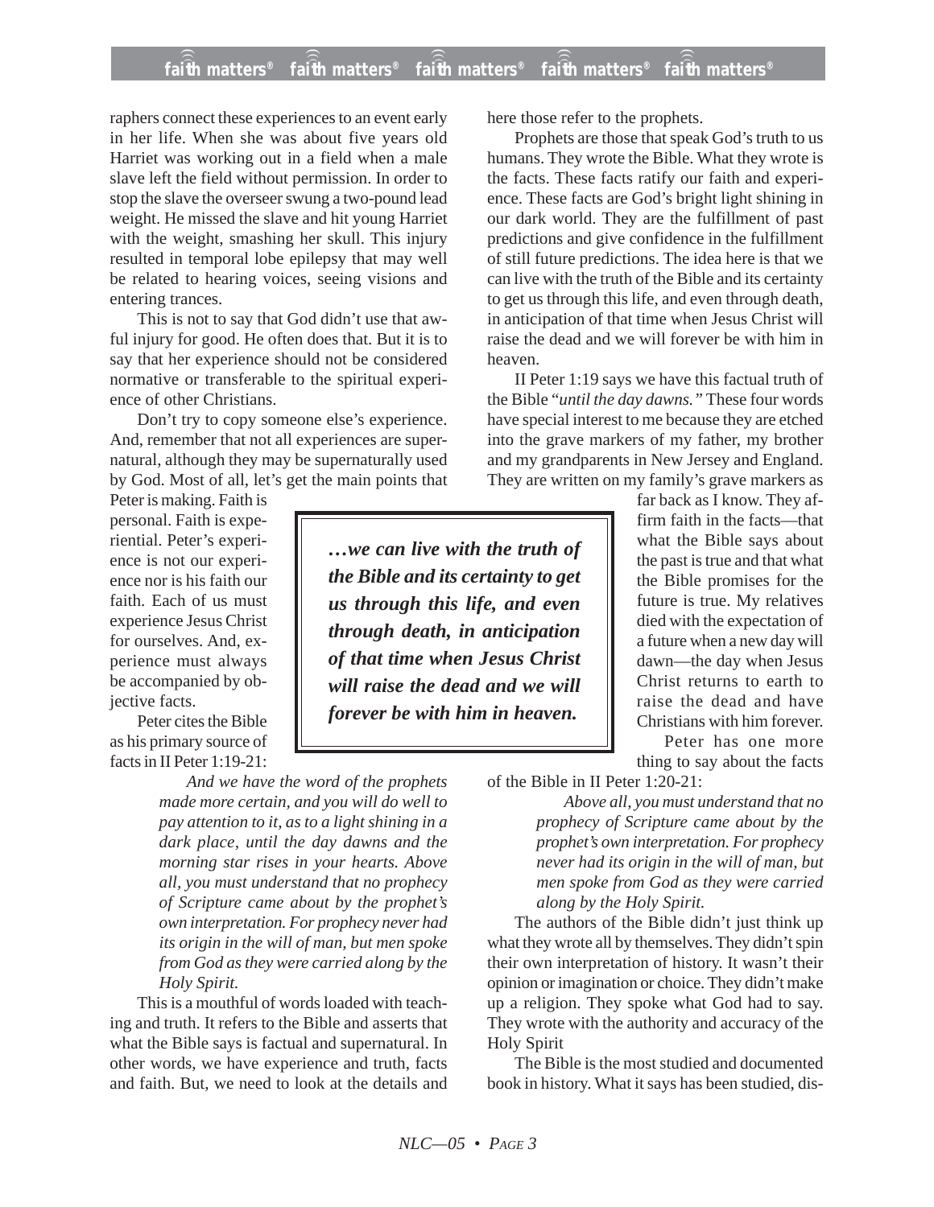raphers connect these experiences to an event early in her life. When she was about five years old Harriet was working out in a field when a male slave left the field without permission. In order to stop the slave the overseer swung a two-pound lead weight. He missed the slave and hit young Harriet with the weight, smashing her skull. This injury resulted in temporal lobe epilepsy that may well be related to hearing voices, seeing visions and entering trances.

This is not to say that God didn't use that awful injury for good. He often does that. But it is to say that her experience should not be considered normative or transferable to the spiritual experience of other Christians.

Don't try to copy someone else's experience. And, remember that not all experiences are supernatural, although they may be supernaturally used by God. Most of all, let's get the main points that Peter is making. Faith is personal. Faith is experiential. Peter's experience is not our experience nor is his faith our faith. Each of us must experience Jesus Christ for ourselves. And, experience must always be accompanied by objective facts.

Peter cites the Bible as his primary source of facts in II Peter 1:19-21:

> *And we have the word of the prophets made more certain, and you will do well to pay attention to it, as to a light shining in a dark place, until the day dawns and the morning star rises in your hearts. Above all, you must understand that no prophecy of Scripture came about by the prophet's own interpretation. For prophecy never had its origin in the will of man, but men spoke from God as they were carried along by the Holy Spirit.*

This is a mouthful of words loaded with teaching and truth. It refers to the Bible and asserts that what the Bible says is factual and supernatural. In other words, we have experience and truth, facts and faith. But, we need to look at the details and here those refer to the prophets.

Prophets are those that speak God's truth to us humans. They wrote the Bible. What they wrote is the facts. These facts ratify our faith and experience. These facts are God's bright light shining in our dark world. They are the fulfillment of past predictions and give confidence in the fulfillment of still future predictions. The idea here is that we can live with the truth of the Bible and its certainty to get us through this life, and even through death, in anticipation of that time when Jesus Christ will raise the dead and we will forever be with him in heaven.

> ***…we can live with the truth of the Bible and its certainty to get us through this life, and even through death, in anticipation of that time when Jesus Christ will raise the dead and we will forever be with him in heaven.***

II Peter 1:19 says we have this factual truth of the Bible "*until the day dawns.*" These four words have special interest to me because they are etched into the grave markers of my father, my brother and my grandparents in New Jersey and England. They are written on my family's grave markers as far back as I know. They affirm faith in the facts—that what the Bible says about the past is true and that what the Bible promises for the future is true. My relatives died with the expectation of a future when a new day will dawn—the day when Jesus Christ returns to earth to raise the dead and have Christians with him forever.

Peter has one more thing to say about the facts of the Bible in II Peter 1:20-21:

> *Above all, you must understand that no prophecy of Scripture came about by the prophet's own interpretation. For prophecy never had its origin in the will of man, but men spoke from God as they were carried along by the Holy Spirit.*

The authors of the Bible didn't just think up what they wrote all by themselves. They didn't spin their own interpretation of history. It wasn't their opinion or imagination or choice. They didn't make up a religion. They spoke what God had to say. They wrote with the authority and accuracy of the Holy Spirit

The Bible is the most studied and documented book in history. What it says has been studied, dis-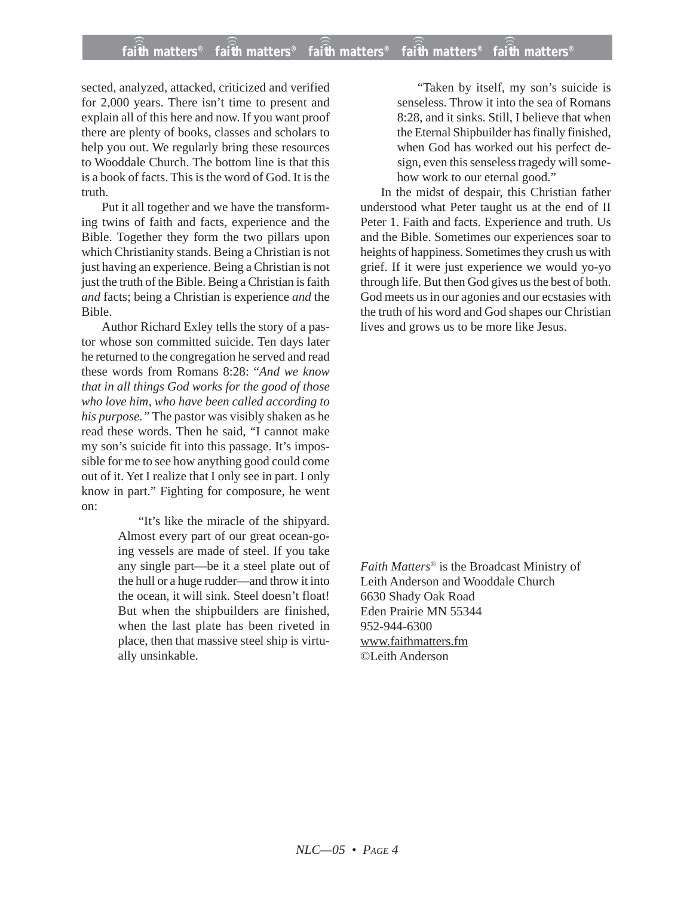sected, analyzed, attacked, criticized and verified for 2,000 years. There isn't time to present and explain all of this here and now. If you want proof there are plenty of books, classes and scholars to help you out. We regularly bring these resources to Wooddale Church. The bottom line is that this is a book of facts. This is the word of God. It is the truth.

Put it all together and we have the transforming twins of faith and facts, experience and the Bible. Together they form the two pillars upon which Christianity stands. Being a Christian is not just having an experience. Being a Christian is not just the truth of the Bible. Being a Christian is faith *and* facts; being a Christian is experience *and* the Bible.

Author Richard Exley tells the story of a pastor whose son committed suicide. Ten days later he returned to the congregation he served and read these words from Romans 8:28: "*And we know that in all things God works for the good of those who love him, who have been called according to his purpose."* The pastor was visibly shaken as he read these words. Then he said, "I cannot make my son's suicide fit into this passage. It's impossible for me to see how anything good could come out of it. Yet I realize that I only see in part. I only know in part." Fighting for composure, he went on:

> "It's like the miracle of the shipyard. Almost every part of our great ocean-going vessels are made of steel. If you take any single part—be it a steel plate out of the hull or a huge rudder—and throw it into the ocean, it will sink. Steel doesn't float! But when the shipbuilders are finished, when the last plate has been riveted in place, then that massive steel ship is virtually unsinkable.
>
> "Taken by itself, my son's suicide is senseless. Throw it into the sea of Romans 8:28, and it sinks. Still, I believe that when the Eternal Shipbuilder has finally finished, when God has worked out his perfect design, even this senseless tragedy will somehow work to our eternal good."

In the midst of despair, this Christian father understood what Peter taught us at the end of II Peter 1. Faith and facts. Experience and truth. Us and the Bible. Sometimes our experiences soar to heights of happiness. Sometimes they crush us with grief. If it were just experience we would yo-yo through life. But then God gives us the best of both. God meets us in our agonies and our ecstasies with the truth of his word and God shapes our Christian lives and grows us to be more like Jesus.

*Faith Matters®* is the Broadcast Ministry of
Leith Anderson and Wooddale Church
6630 Shady Oak Road
Eden Prairie MN 55344
952-944-6300
www.faithmatters.fm
©Leith Anderson